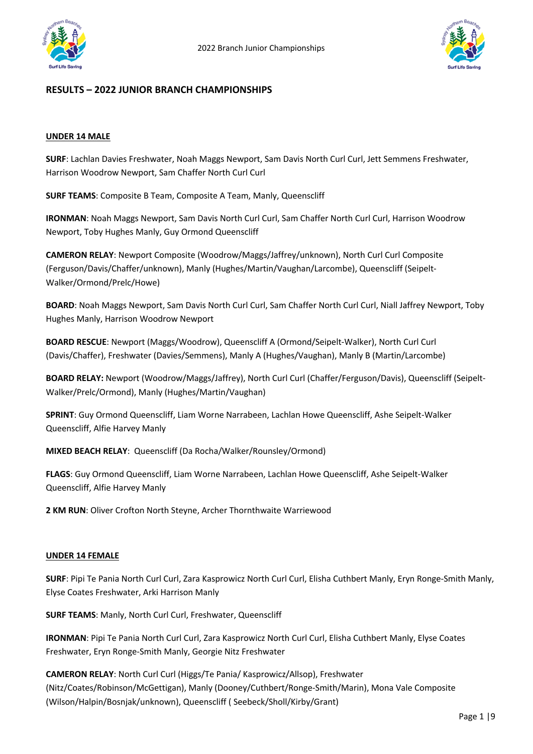# RESULTS – 2022 JUNIOR BRANCH CHAMPIONSHIPS

## UNDER 14 MALE

**SURF**: Lachlan Davies Freshwater, Noah Maggs Newport, Sam Davis North Curl Curl, Jett Semmens Freshwater, Harrison Woodrow Newport, Sam Chaffer North Curl Curl

**SURF TEAMS**: Composite B Team, Composite A Team, Manly, Queenscliff

**IRONMAN**: Noah Maggs Newport, Sam Davis North Curl Curl, Sam Chaffer North Curl Curl, Harrison Woodrow Newport, Toby Hughes Manly, Guy Ormond Queenscliff

**CAMERON RELAY**: Newport Composite (Woodrow/Maggs/Jaffrey/unknown), North Curl Curl Composite (Ferguson/Davis/Chaffer/unknown), Manly (Hughes/Martin/Vaughan/Larcombe), Queenscliff (Seipelt-Walker/Ormond/Prelc/Howe)

**BOARD**: Noah Maggs Newport, Sam Davis North Curl Curl, Sam Chaffer North Curl Curl, Niall Jaffrey Newport, Toby Hughes Manly, Harrison Woodrow Newport

**BOARD RESCUE**: Newport (Maggs/Woodrow), Queenscliff A (Ormond/Seipelt-Walker), North Curl Curl (Davis/Chaffer), Freshwater (Davies/Semmens), Manly A (Hughes/Vaughan), Manly B (Martin/Larcombe)

**BOARD RELAY:** Newport (Woodrow/Maggs/Jaffrey), North Curl Curl (Chaffer/Ferguson/Davis), Queenscliff (Seipelt-Walker/Prelc/Ormond), Manly (Hughes/Martin/Vaughan)

**SPRINT**: Guy Ormond Queenscliff, Liam Worne Narrabeen, Lachlan Howe Queenscliff, Ashe Seipelt-Walker Queenscliff, Alfie Harvey Manly

**MIXED BEACH RELAY**: Queenscliff (Da Rocha/Walker/Rounsley/Ormond)

**FLAGS**: Guy Ormond Queenscliff, Liam Worne Narrabeen, Lachlan Howe Queenscliff, Ashe Seipelt-Walker Queenscliff, Alfie Harvey Manly

**2 KM RUN**: Oliver Crofton North Steyne, Archer Thornthwaite Warriewood

## UNDER 14 FEMALE

**SURF**: Pipi Te Pania North Curl Curl, Zara Kasprowicz North Curl Curl, Elisha Cuthbert Manly, Eryn Ronge-Smith Manly, Elyse Coates Freshwater, Arki Harrison Manly

**SURF TEAMS**: Manly, North Curl Curl, Freshwater, Queenscliff

**IRONMAN**: Pipi Te Pania North Curl Curl, Zara Kasprowicz North Curl Curl, Elisha Cuthbert Manly, Elyse Coates Freshwater, Eryn Ronge-Smith Manly, Georgie Nitz Freshwater

**CAMERON RELAY**: North Curl Curl (Higgs/Te Pania/ Kasprowicz/Allsop), Freshwater (Nitz/Coates/Robinson/McGettigan), Manly (Dooney/Cuthbert/Ronge-Smith/Marin), Mona Vale Composite (Wilson/Halpin/Bosnjak/unknown), Queenscliff ( Seebeck/Sholl/Kirby/Grant)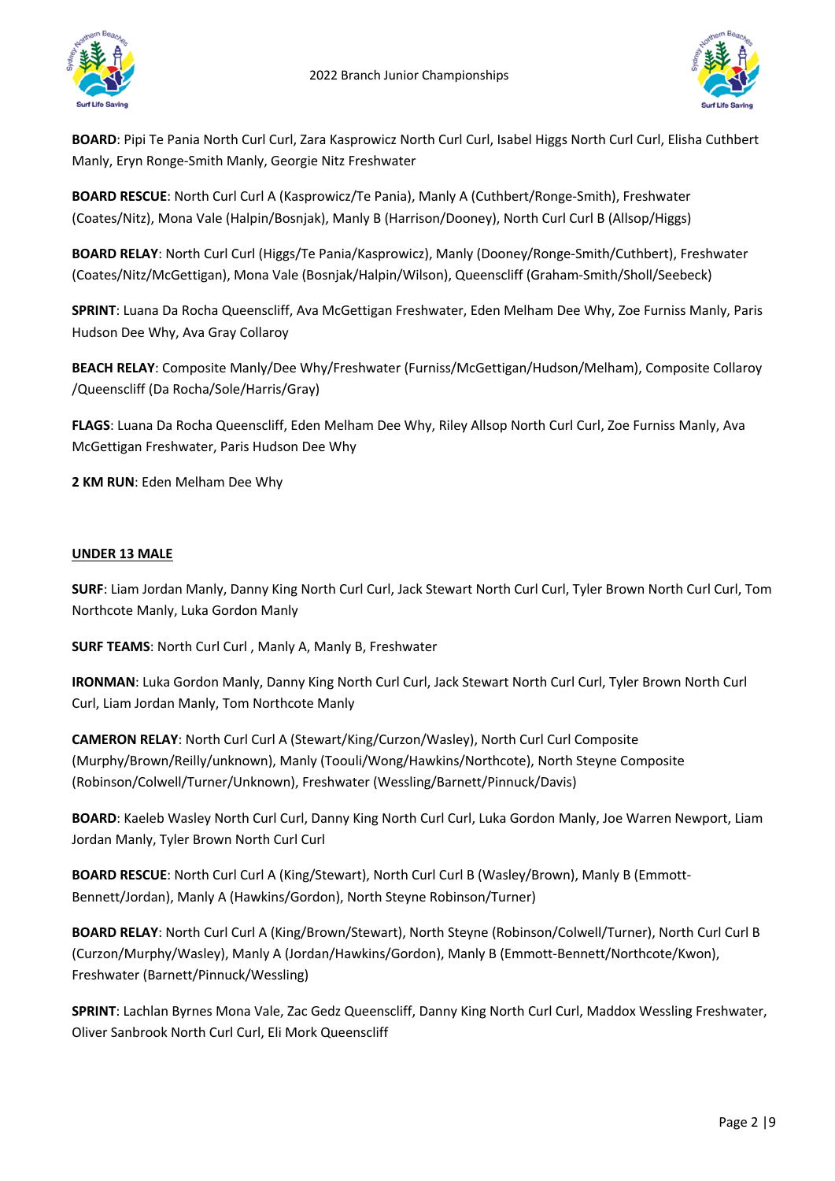**BOARD**: Pipi Te Pania North Curl Curl, Zara Kasprowicz North Curl Curl, Isabel Higgs North Curl Curl, Elisha Cuthbert Manly, Eryn Ronge-Smith Manly, Georgie Nitz Freshwater

**BOARD RESCUE**: North Curl Curl A (Kasprowicz/Te Pania), Manly A (Cuthbert/Ronge-Smith), Freshwater (Coates/Nitz), Mona Vale (Halpin/Bosnjak), Manly B (Harrison/Dooney), North Curl Curl B (Allsop/Higgs)

**BOARD RELAY**: North Curl Curl (Higgs/Te Pania/Kasprowicz), Manly (Dooney/Ronge-Smith/Cuthbert), Freshwater (Coates/Nitz/McGettigan), Mona Vale (Bosnjak/Halpin/Wilson), Queenscliff (Graham-Smith/Sholl/Seebeck)

**SPRINT**: Luana Da Rocha Queenscliff, Ava McGettigan Freshwater, Eden Melham Dee Why, Zoe Furniss Manly, Paris Hudson Dee Why, Ava Gray Collaroy

**BEACH RELAY**: Composite Manly/Dee Why/Freshwater (Furniss/McGettigan/Hudson/Melham), Composite Collaroy /Queenscliff (Da Rocha/Sole/Harris/Gray)

**FLAGS**: Luana Da Rocha Queenscliff, Eden Melham Dee Why, Riley Allsop North Curl Curl, Zoe Furniss Manly, Ava McGettigan Freshwater, Paris Hudson Dee Why

**2 KM RUN**: Eden Melham Dee Why

## UNDER 13 MALE

**SURF**: Liam Jordan Manly, Danny King North Curl Curl, Jack Stewart North Curl Curl, Tyler Brown North Curl Curl, Tom Northcote Manly, Luka Gordon Manly

**SURF TEAMS**: North Curl Curl , Manly A, Manly B, Freshwater

**IRONMAN**: Luka Gordon Manly, Danny King North Curl Curl, Jack Stewart North Curl Curl, Tyler Brown North Curl Curl, Liam Jordan Manly, Tom Northcote Manly

**CAMERON RELAY**: North Curl Curl A (Stewart/King/Curzon/Wasley), North Curl Curl Composite (Murphy/Brown/Reilly/unknown), Manly (Toouli/Wong/Hawkins/Northcote), North Steyne Composite (Robinson/Colwell/Turner/Unknown), Freshwater (Wessling/Barnett/Pinnuck/Davis)

**BOARD**: Kaeleb Wasley North Curl Curl, Danny King North Curl Curl, Luka Gordon Manly, Joe Warren Newport, Liam Jordan Manly, Tyler Brown North Curl Curl

**BOARD RESCUE**: North Curl Curl A (King/Stewart), North Curl Curl B (Wasley/Brown), Manly B (Emmott-Bennett/Jordan), Manly A (Hawkins/Gordon), North Steyne Robinson/Turner)

**BOARD RELAY**: North Curl Curl A (King/Brown/Stewart), North Steyne (Robinson/Colwell/Turner), North Curl Curl B (Curzon/Murphy/Wasley), Manly A (Jordan/Hawkins/Gordon), Manly B (Emmott-Bennett/Northcote/Kwon), Freshwater (Barnett/Pinnuck/Wessling)

**SPRINT**: Lachlan Byrnes Mona Vale, Zac Gedz Queenscliff, Danny King North Curl Curl, Maddox Wessling Freshwater, Oliver Sanbrook North Curl Curl, Eli Mork Queenscliff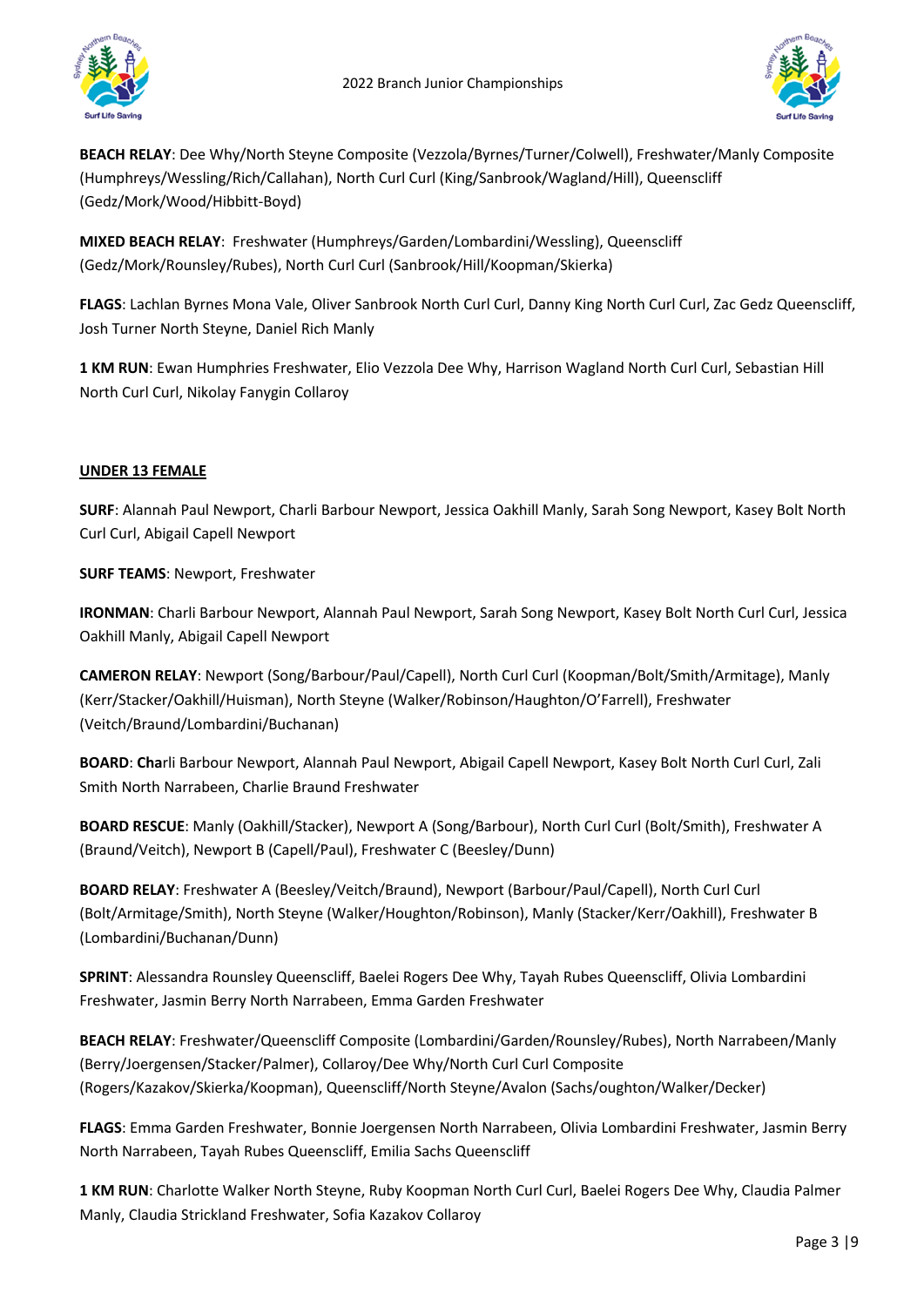**BEACH RELAY**: Dee Why/North Steyne Composite (Vezzola/Byrnes/Turner/Colwell), Freshwater/Manly Composite (Humphreys/Wessling/Rich/Callahan), North Curl Curl (King/Sanbrook/Wagland/Hill), Queenscliff (Gedz/Mork/Wood/Hibbitt-Boyd)

**MIXED BEACH RELAY**: Freshwater (Humphreys/Garden/Lombardini/Wessling), Queenscliff (Gedz/Mork/Rounsley/Rubes), North Curl Curl (Sanbrook/Hill/Koopman/Skierka)

**FLAGS**: Lachlan Byrnes Mona Vale, Oliver Sanbrook North Curl Curl, Danny King North Curl Curl, Zac Gedz Queenscliff, Josh Turner North Steyne, Daniel Rich Manly

**1 KM RUN**: Ewan Humphries Freshwater, Elio Vezzola Dee Why, Harrison Wagland North Curl Curl, Sebastian Hill North Curl Curl, Nikolay Fanygin Collaroy

## UNDER 13 FEMALE

**SURF**: Alannah Paul Newport, Charli Barbour Newport, Jessica Oakhill Manly, Sarah Song Newport, Kasey Bolt North Curl Curl, Abigail Capell Newport

**SURF TEAMS**: Newport, Freshwater

**IRONMAN**: Charli Barbour Newport, Alannah Paul Newport, Sarah Song Newport, Kasey Bolt North Curl Curl, Jessica Oakhill Manly, Abigail Capell Newport

**CAMERON RELAY**: Newport (Song/Barbour/Paul/Capell), North Curl Curl (Koopman/Bolt/Smith/Armitage), Manly (Kerr/Stacker/Oakhill/Huisman), North Steyne (Walker/Robinson/Haughton/O'Farrell), Freshwater (Veitch/Braund/Lombardini/Buchanan)

**BOARD**: **Cha**rli Barbour Newport, Alannah Paul Newport, Abigail Capell Newport, Kasey Bolt North Curl Curl, Zali Smith North Narrabeen, Charlie Braund Freshwater

**BOARD RESCUE**: Manly (Oakhill/Stacker), Newport A (Song/Barbour), North Curl Curl (Bolt/Smith), Freshwater A (Braund/Veitch), Newport B (Capell/Paul), Freshwater C (Beesley/Dunn)

**BOARD RELAY**: Freshwater A (Beesley/Veitch/Braund), Newport (Barbour/Paul/Capell), North Curl Curl (Bolt/Armitage/Smith), North Steyne (Walker/Houghton/Robinson), Manly (Stacker/Kerr/Oakhill), Freshwater B (Lombardini/Buchanan/Dunn)

**SPRINT**: Alessandra Rounsley Queenscliff, Baelei Rogers Dee Why, Tayah Rubes Queenscliff, Olivia Lombardini Freshwater, Jasmin Berry North Narrabeen, Emma Garden Freshwater

**BEACH RELAY**: Freshwater/Queenscliff Composite (Lombardini/Garden/Rounsley/Rubes), North Narrabeen/Manly (Berry/Joergensen/Stacker/Palmer), Collaroy/Dee Why/North Curl Curl Composite (Rogers/Kazakov/Skierka/Koopman), Queenscliff/North Steyne/Avalon (Sachs/oughton/Walker/Decker)

**FLAGS**: Emma Garden Freshwater, Bonnie Joergensen North Narrabeen, Olivia Lombardini Freshwater, Jasmin Berry North Narrabeen, Tayah Rubes Queenscliff, Emilia Sachs Queenscliff

**1 KM RUN**: Charlotte Walker North Steyne, Ruby Koopman North Curl Curl, Baelei Rogers Dee Why, Claudia Palmer Manly, Claudia Strickland Freshwater, Sofia Kazakov Collaroy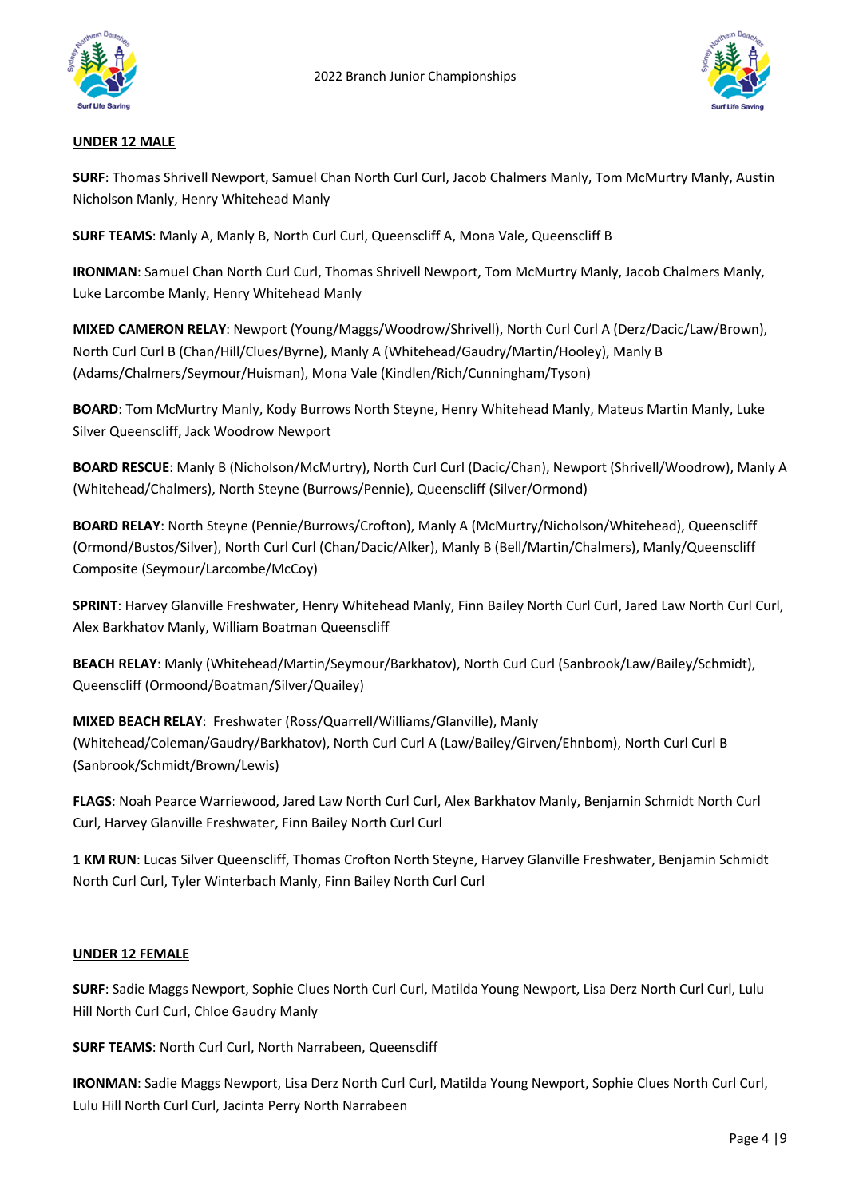**UNDER 12 MALE**

**SURF**: Thomas Shrivell Newport, Samuel Chan North Curl Curl, Jacob Chalmers Manly, Tom McMurtry Manly, Austin Nicholson Manly, Henry Whitehead Manly

**SURF TEAMS**: Manly A, Manly B, North Curl Curl, Queenscliff A, Mona Vale, Queenscliff B

**IRONMAN**: Samuel Chan North Curl Curl, Thomas Shrivell Newport, Tom McMurtry Manly, Jacob Chalmers Manly, Luke Larcombe Manly, Henry Whitehead Manly

**MIXED CAMERON RELAY**: Newport (Young/Maggs/Woodrow/Shrivell), North Curl Curl A (Derz/Dacic/Law/Brown), North Curl Curl B (Chan/Hill/Clues/Byrne), Manly A (Whitehead/Gaudry/Martin/Hooley), Manly B (Adams/Chalmers/Seymour/Huisman), Mona Vale (Kindlen/Rich/Cunningham/Tyson)

**BOARD**: Tom McMurtry Manly, Kody Burrows North Steyne, Henry Whitehead Manly, Mateus Martin Manly, Luke Silver Queenscliff, Jack Woodrow Newport

**BOARD RESCUE**: Manly B (Nicholson/McMurtry), North Curl Curl (Dacic/Chan), Newport (Shrivell/Woodrow), Manly A (Whitehead/Chalmers), North Steyne (Burrows/Pennie), Queenscliff (Silver/Ormond)

**BOARD RELAY**: North Steyne (Pennie/Burrows/Crofton), Manly A (McMurtry/Nicholson/Whitehead), Queenscliff (Ormond/Bustos/Silver), North Curl Curl (Chan/Dacic/Alker), Manly B (Bell/Martin/Chalmers), Manly/Queenscliff Composite (Seymour/Larcombe/McCoy)

**SPRINT**: Harvey Glanville Freshwater, Henry Whitehead Manly, Finn Bailey North Curl Curl, Jared Law North Curl Curl, Alex Barkhatov Manly, William Boatman Queenscliff

**BEACH RELAY**: Manly (Whitehead/Martin/Seymour/Barkhatov), North Curl Curl (Sanbrook/Law/Bailey/Schmidt), Queenscliff (Ormoond/Boatman/Silver/Quailey)

**MIXED BEACH RELAY**: Freshwater (Ross/Quarrell/Williams/Glanville), Manly (Whitehead/Coleman/Gaudry/Barkhatov), North Curl Curl A (Law/Bailey/Girven/Ehnbom), North Curl Curl B (Sanbrook/Schmidt/Brown/Lewis)

**FLAGS**: Noah Pearce Warriewood, Jared Law North Curl Curl, Alex Barkhatov Manly, Benjamin Schmidt North Curl Curl, Harvey Glanville Freshwater, Finn Bailey North Curl Curl

**1 KM RUN**: Lucas Silver Queenscliff, Thomas Crofton North Steyne, Harvey Glanville Freshwater, Benjamin Schmidt North Curl Curl, Tyler Winterbach Manly, Finn Bailey North Curl Curl

**UNDER 12 FEMALE**

**SURF**: Sadie Maggs Newport, Sophie Clues North Curl Curl, Matilda Young Newport, Lisa Derz North Curl Curl, Lulu Hill North Curl Curl, Chloe Gaudry Manly

**SURF TEAMS**: North Curl Curl, North Narrabeen, Queenscliff

**IRONMAN**: Sadie Maggs Newport, Lisa Derz North Curl Curl, Matilda Young Newport, Sophie Clues North Curl Curl, Lulu Hill North Curl Curl, Jacinta Perry North Narrabeen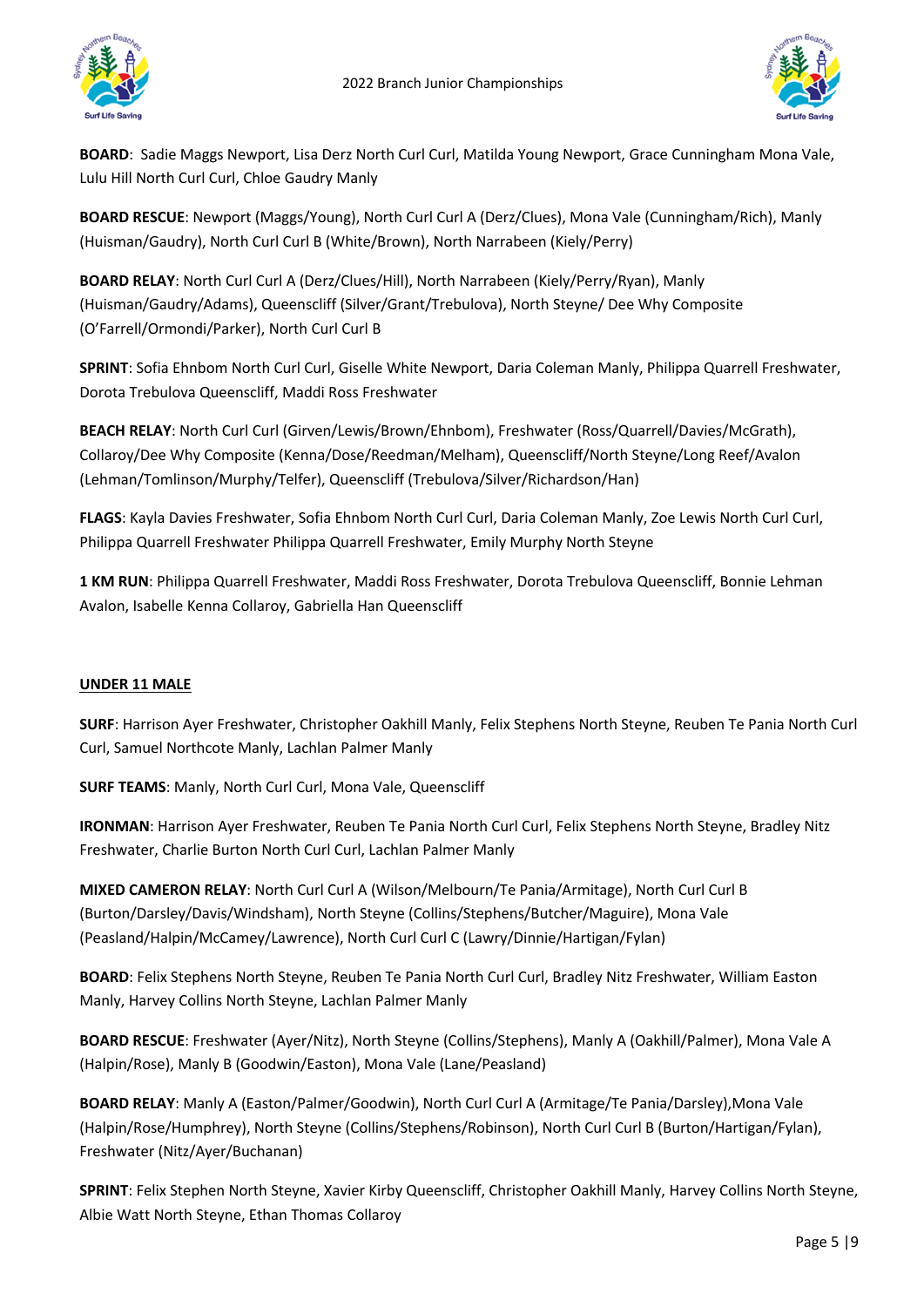**BOARD**: Sadie Maggs Newport, Lisa Derz North Curl Curl, Matilda Young Newport, Grace Cunningham Mona Vale, Lulu Hill North Curl Curl, Chloe Gaudry Manly

**BOARD RESCUE**: Newport (Maggs/Young), North Curl Curl A (Derz/Clues), Mona Vale (Cunningham/Rich), Manly (Huisman/Gaudry), North Curl Curl B (White/Brown), North Narrabeen (Kiely/Perry)

**BOARD RELAY**: North Curl Curl A (Derz/Clues/Hill), North Narrabeen (Kiely/Perry/Ryan), Manly (Huisman/Gaudry/Adams), Queenscliff (Silver/Grant/Trebulova), North Steyne/ Dee Why Composite (O'Farrell/Ormondi/Parker), North Curl Curl B

**SPRINT**: Sofia Ehnbom North Curl Curl, Giselle White Newport, Daria Coleman Manly, Philippa Quarrell Freshwater, Dorota Trebulova Queenscliff, Maddi Ross Freshwater

**BEACH RELAY**: North Curl Curl (Girven/Lewis/Brown/Ehnbom), Freshwater (Ross/Quarrell/Davies/McGrath), Collaroy/Dee Why Composite (Kenna/Dose/Reedman/Melham), Queenscliff/North Steyne/Long Reef/Avalon (Lehman/Tomlinson/Murphy/Telfer), Queenscliff (Trebulova/Silver/Richardson/Han)

**FLAGS**: Kayla Davies Freshwater, Sofia Ehnbom North Curl Curl, Daria Coleman Manly, Zoe Lewis North Curl Curl, Philippa Quarrell Freshwater Philippa Quarrell Freshwater, Emily Murphy North Steyne

**1 KM RUN**: Philippa Quarrell Freshwater, Maddi Ross Freshwater, Dorota Trebulova Queenscliff, Bonnie Lehman Avalon, Isabelle Kenna Collaroy, Gabriella Han Queenscliff

## UNDER 11 MALE

**SURF**: Harrison Ayer Freshwater, Christopher Oakhill Manly, Felix Stephens North Steyne, Reuben Te Pania North Curl Curl, Samuel Northcote Manly, Lachlan Palmer Manly

**SURF TEAMS**: Manly, North Curl Curl, Mona Vale, Queenscliff

**IRONMAN**: Harrison Ayer Freshwater, Reuben Te Pania North Curl Curl, Felix Stephens North Steyne, Bradley Nitz Freshwater, Charlie Burton North Curl Curl, Lachlan Palmer Manly

**MIXED CAMERON RELAY**: North Curl Curl A (Wilson/Melbourn/Te Pania/Armitage), North Curl Curl B (Burton/Darsley/Davis/Windsham), North Steyne (Collins/Stephens/Butcher/Maguire), Mona Vale (Peasland/Halpin/McCamey/Lawrence), North Curl Curl C (Lawry/Dinnie/Hartigan/Fylan)

**BOARD**: Felix Stephens North Steyne, Reuben Te Pania North Curl Curl, Bradley Nitz Freshwater, William Easton Manly, Harvey Collins North Steyne, Lachlan Palmer Manly

**BOARD RESCUE**: Freshwater (Ayer/Nitz), North Steyne (Collins/Stephens), Manly A (Oakhill/Palmer), Mona Vale A (Halpin/Rose), Manly B (Goodwin/Easton), Mona Vale (Lane/Peasland)

**BOARD RELAY**: Manly A (Easton/Palmer/Goodwin), North Curl Curl A (Armitage/Te Pania/Darsley),Mona Vale (Halpin/Rose/Humphrey), North Steyne (Collins/Stephens/Robinson), North Curl Curl B (Burton/Hartigan/Fylan), Freshwater (Nitz/Ayer/Buchanan)

**SPRINT**: Felix Stephen North Steyne, Xavier Kirby Queenscliff, Christopher Oakhill Manly, Harvey Collins North Steyne, Albie Watt North Steyne, Ethan Thomas Collaroy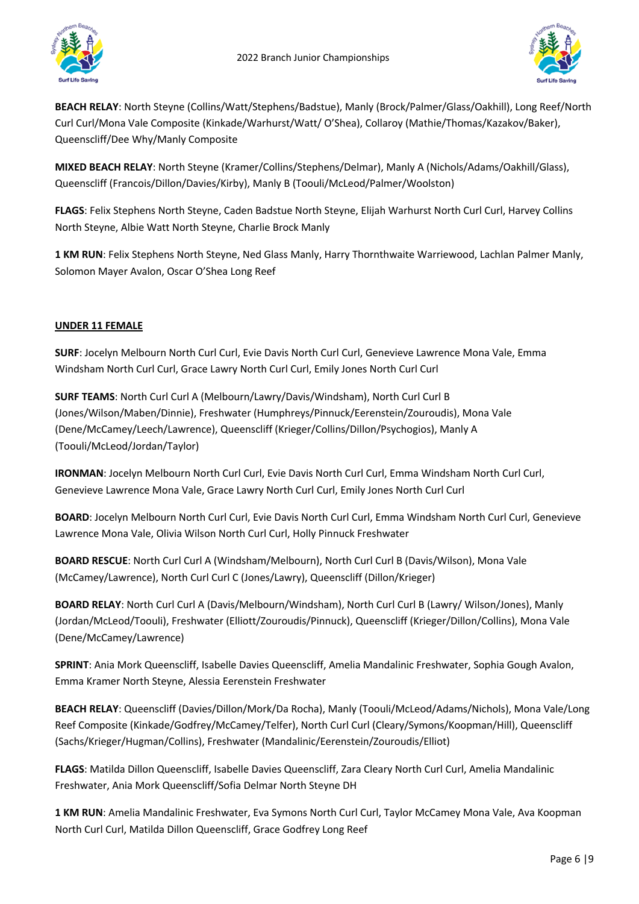**BEACH RELAY**: North Steyne (Collins/Watt/Stephens/Badstue), Manly (Brock/Palmer/Glass/Oakhill), Long Reef/North Curl Curl/Mona Vale Composite (Kinkade/Warhurst/Watt/ O'Shea), Collaroy (Mathie/Thomas/Kazakov/Baker), Queenscliff/Dee Why/Manly Composite

**MIXED BEACH RELAY**: North Steyne (Kramer/Collins/Stephens/Delmar), Manly A (Nichols/Adams/Oakhill/Glass), Queenscliff (Francois/Dillon/Davies/Kirby), Manly B (Toouli/McLeod/Palmer/Woolston)

**FLAGS**: Felix Stephens North Steyne, Caden Badstue North Steyne, Elijah Warhurst North Curl Curl, Harvey Collins North Steyne, Albie Watt North Steyne, Charlie Brock Manly

**1 KM RUN**: Felix Stephens North Steyne, Ned Glass Manly, Harry Thornthwaite Warriewood, Lachlan Palmer Manly, Solomon Mayer Avalon, Oscar O'Shea Long Reef

## UNDER 11 FEMALE

**SURF**: Jocelyn Melbourn North Curl Curl, Evie Davis North Curl Curl, Genevieve Lawrence Mona Vale, Emma Windsham North Curl Curl, Grace Lawry North Curl Curl, Emily Jones North Curl Curl

**SURF TEAMS**: North Curl Curl A (Melbourn/Lawry/Davis/Windsham), North Curl Curl B (Jones/Wilson/Maben/Dinnie), Freshwater (Humphreys/Pinnuck/Eerenstein/Zouroudis), Mona Vale (Dene/McCamey/Leech/Lawrence), Queenscliff (Krieger/Collins/Dillon/Psychogios), Manly A (Toouli/McLeod/Jordan/Taylor)

**IRONMAN**: Jocelyn Melbourn North Curl Curl, Evie Davis North Curl Curl, Emma Windsham North Curl Curl, Genevieve Lawrence Mona Vale, Grace Lawry North Curl Curl, Emily Jones North Curl Curl

**BOARD**: Jocelyn Melbourn North Curl Curl, Evie Davis North Curl Curl, Emma Windsham North Curl Curl, Genevieve Lawrence Mona Vale, Olivia Wilson North Curl Curl, Holly Pinnuck Freshwater

**BOARD RESCUE**: North Curl Curl A (Windsham/Melbourn), North Curl Curl B (Davis/Wilson), Mona Vale (McCamey/Lawrence), North Curl Curl C (Jones/Lawry), Queenscliff (Dillon/Krieger)

**BOARD RELAY**: North Curl Curl A (Davis/Melbourn/Windsham), North Curl Curl B (Lawry/ Wilson/Jones), Manly (Jordan/McLeod/Toouli), Freshwater (Elliott/Zouroudis/Pinnuck), Queenscliff (Krieger/Dillon/Collins), Mona Vale (Dene/McCamey/Lawrence)

**SPRINT**: Ania Mork Queenscliff, Isabelle Davies Queenscliff, Amelia Mandalinic Freshwater, Sophia Gough Avalon, Emma Kramer North Steyne, Alessia Eerenstein Freshwater

**BEACH RELAY**: Queenscliff (Davies/Dillon/Mork/Da Rocha), Manly (Toouli/McLeod/Adams/Nichols), Mona Vale/Long Reef Composite (Kinkade/Godfrey/McCamey/Telfer), North Curl Curl (Cleary/Symons/Koopman/Hill), Queenscliff (Sachs/Krieger/Hugman/Collins), Freshwater (Mandalinic/Eerenstein/Zouroudis/Elliot)

**FLAGS**: Matilda Dillon Queenscliff, Isabelle Davies Queenscliff, Zara Cleary North Curl Curl, Amelia Mandalinic Freshwater, Ania Mork Queenscliff/Sofia Delmar North Steyne DH

**1 KM RUN**: Amelia Mandalinic Freshwater, Eva Symons North Curl Curl, Taylor McCamey Mona Vale, Ava Koopman North Curl Curl, Matilda Dillon Queenscliff, Grace Godfrey Long Reef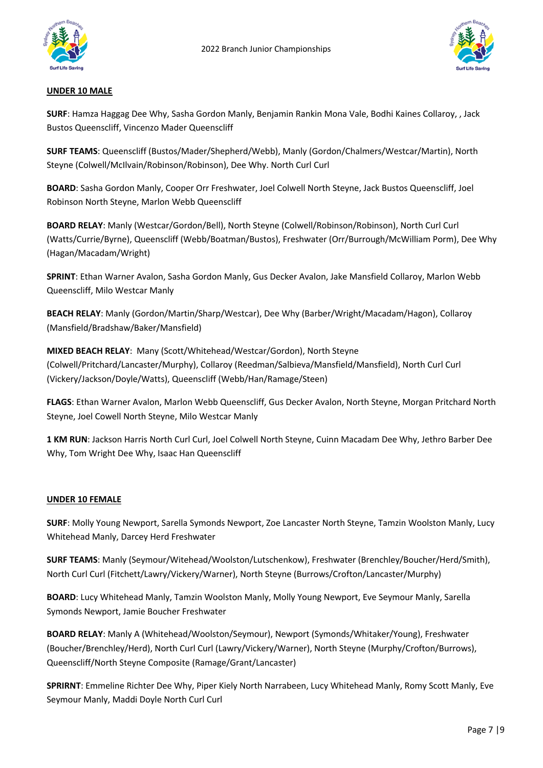**UNDER 10 MALE**

**SURF**: Hamza Haggag Dee Why, Sasha Gordon Manly, Benjamin Rankin Mona Vale, Bodhi Kaines Collaroy, , Jack Bustos Queenscliff, Vincenzo Mader Queenscliff

**SURF TEAMS**: Queenscliff (Bustos/Mader/Shepherd/Webb), Manly (Gordon/Chalmers/Westcar/Martin), North Steyne (Colwell/McIlvain/Robinson/Robinson), Dee Why. North Curl Curl

**BOARD**: Sasha Gordon Manly, Cooper Orr Freshwater, Joel Colwell North Steyne, Jack Bustos Queenscliff, Joel Robinson North Steyne, Marlon Webb Queenscliff

**BOARD RELAY**: Manly (Westcar/Gordon/Bell), North Steyne (Colwell/Robinson/Robinson), North Curl Curl (Watts/Currie/Byrne), Queenscliff (Webb/Boatman/Bustos), Freshwater (Orr/Burrough/McWilliam Porm), Dee Why (Hagan/Macadam/Wright)

**SPRINT**: Ethan Warner Avalon, Sasha Gordon Manly, Gus Decker Avalon, Jake Mansfield Collaroy, Marlon Webb Queenscliff, Milo Westcar Manly

**BEACH RELAY**: Manly (Gordon/Martin/Sharp/Westcar), Dee Why (Barber/Wright/Macadam/Hagon), Collaroy (Mansfield/Bradshaw/Baker/Mansfield)

**MIXED BEACH RELAY**: Many (Scott/Whitehead/Westcar/Gordon), North Steyne (Colwell/Pritchard/Lancaster/Murphy), Collaroy (Reedman/Salbieva/Mansfield/Mansfield), North Curl Curl (Vickery/Jackson/Doyle/Watts), Queenscliff (Webb/Han/Ramage/Steen)

**FLAGS**: Ethan Warner Avalon, Marlon Webb Queenscliff, Gus Decker Avalon, North Steyne, Morgan Pritchard North Steyne, Joel Cowell North Steyne, Milo Westcar Manly

**1 KM RUN**: Jackson Harris North Curl Curl, Joel Colwell North Steyne, Cuinn Macadam Dee Why, Jethro Barber Dee Why, Tom Wright Dee Why, Isaac Han Queenscliff

**UNDER 10 FEMALE**

**SURF**: Molly Young Newport, Sarella Symonds Newport, Zoe Lancaster North Steyne, Tamzin Woolston Manly, Lucy Whitehead Manly, Darcey Herd Freshwater

**SURF TEAMS**: Manly (Seymour/Witehead/Woolston/Lutschenkow), Freshwater (Brenchley/Boucher/Herd/Smith), North Curl Curl (Fitchett/Lawry/Vickery/Warner), North Steyne (Burrows/Crofton/Lancaster/Murphy)

**BOARD**: Lucy Whitehead Manly, Tamzin Woolston Manly, Molly Young Newport, Eve Seymour Manly, Sarella Symonds Newport, Jamie Boucher Freshwater

**BOARD RELAY**: Manly A (Whitehead/Woolston/Seymour), Newport (Symonds/Whitaker/Young), Freshwater (Boucher/Brenchley/Herd), North Curl Curl (Lawry/Vickery/Warner), North Steyne (Murphy/Crofton/Burrows), Queenscliff/North Steyne Composite (Ramage/Grant/Lancaster)

**SPRIRNT**: Emmeline Richter Dee Why, Piper Kiely North Narrabeen, Lucy Whitehead Manly, Romy Scott Manly, Eve Seymour Manly, Maddi Doyle North Curl Curl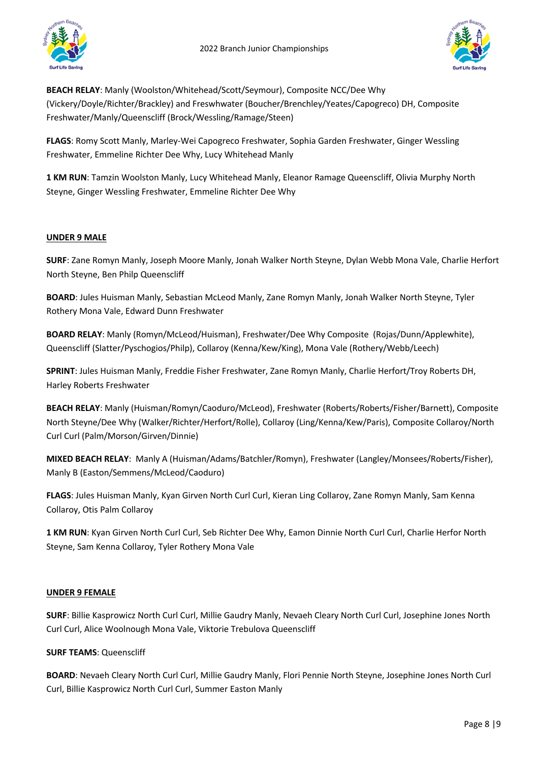**BEACH RELAY**: Manly (Woolston/Whitehead/Scott/Seymour), Composite NCC/Dee Why (Vickery/Doyle/Richter/Brackley) and Freswhwater (Boucher/Brenchley/Yeates/Capogreco) DH, Composite Freshwater/Manly/Queenscliff (Brock/Wessling/Ramage/Steen)

**FLAGS**: Romy Scott Manly, Marley-Wei Capogreco Freshwater, Sophia Garden Freshwater, Ginger Wessling Freshwater, Emmeline Richter Dee Why, Lucy Whitehead Manly

**1 KM RUN**: Tamzin Woolston Manly, Lucy Whitehead Manly, Eleanor Ramage Queenscliff, Olivia Murphy North Steyne, Ginger Wessling Freshwater, Emmeline Richter Dee Why

## UNDER 9 MALE

**SURF**: Zane Romyn Manly, Joseph Moore Manly, Jonah Walker North Steyne, Dylan Webb Mona Vale, Charlie Herfort North Steyne, Ben Philp Queenscliff

**BOARD**: Jules Huisman Manly, Sebastian McLeod Manly, Zane Romyn Manly, Jonah Walker North Steyne, Tyler Rothery Mona Vale, Edward Dunn Freshwater

**BOARD RELAY**: Manly (Romyn/McLeod/Huisman), Freshwater/Dee Why Composite (Rojas/Dunn/Applewhite), Queenscliff (Slatter/Pyschogios/Philp), Collaroy (Kenna/Kew/King), Mona Vale (Rothery/Webb/Leech)

**SPRINT**: Jules Huisman Manly, Freddie Fisher Freshwater, Zane Romyn Manly, Charlie Herfort/Troy Roberts DH, Harley Roberts Freshwater

**BEACH RELAY**: Manly (Huisman/Romyn/Caoduro/McLeod), Freshwater (Roberts/Roberts/Fisher/Barnett), Composite North Steyne/Dee Why (Walker/Richter/Herfort/Rolle), Collaroy (Ling/Kenna/Kew/Paris), Composite Collaroy/North Curl Curl (Palm/Morson/Girven/Dinnie)

**MIXED BEACH RELAY**: Manly A (Huisman/Adams/Batchler/Romyn), Freshwater (Langley/Monsees/Roberts/Fisher), Manly B (Easton/Semmens/McLeod/Caoduro)

**FLAGS**: Jules Huisman Manly, Kyan Girven North Curl Curl, Kieran Ling Collaroy, Zane Romyn Manly, Sam Kenna Collaroy, Otis Palm Collaroy

**1 KM RUN**: Kyan Girven North Curl Curl, Seb Richter Dee Why, Eamon Dinnie North Curl Curl, Charlie Herfor North Steyne, Sam Kenna Collaroy, Tyler Rothery Mona Vale

## UNDER 9 FEMALE

**SURF**: Billie Kasprowicz North Curl Curl, Millie Gaudry Manly, Nevaeh Cleary North Curl Curl, Josephine Jones North Curl Curl, Alice Woolnough Mona Vale, Viktorie Trebulova Queenscliff

**SURF TEAMS**: Queenscliff

**BOARD**: Nevaeh Cleary North Curl Curl, Millie Gaudry Manly, Flori Pennie North Steyne, Josephine Jones North Curl Curl, Billie Kasprowicz North Curl Curl, Summer Easton Manly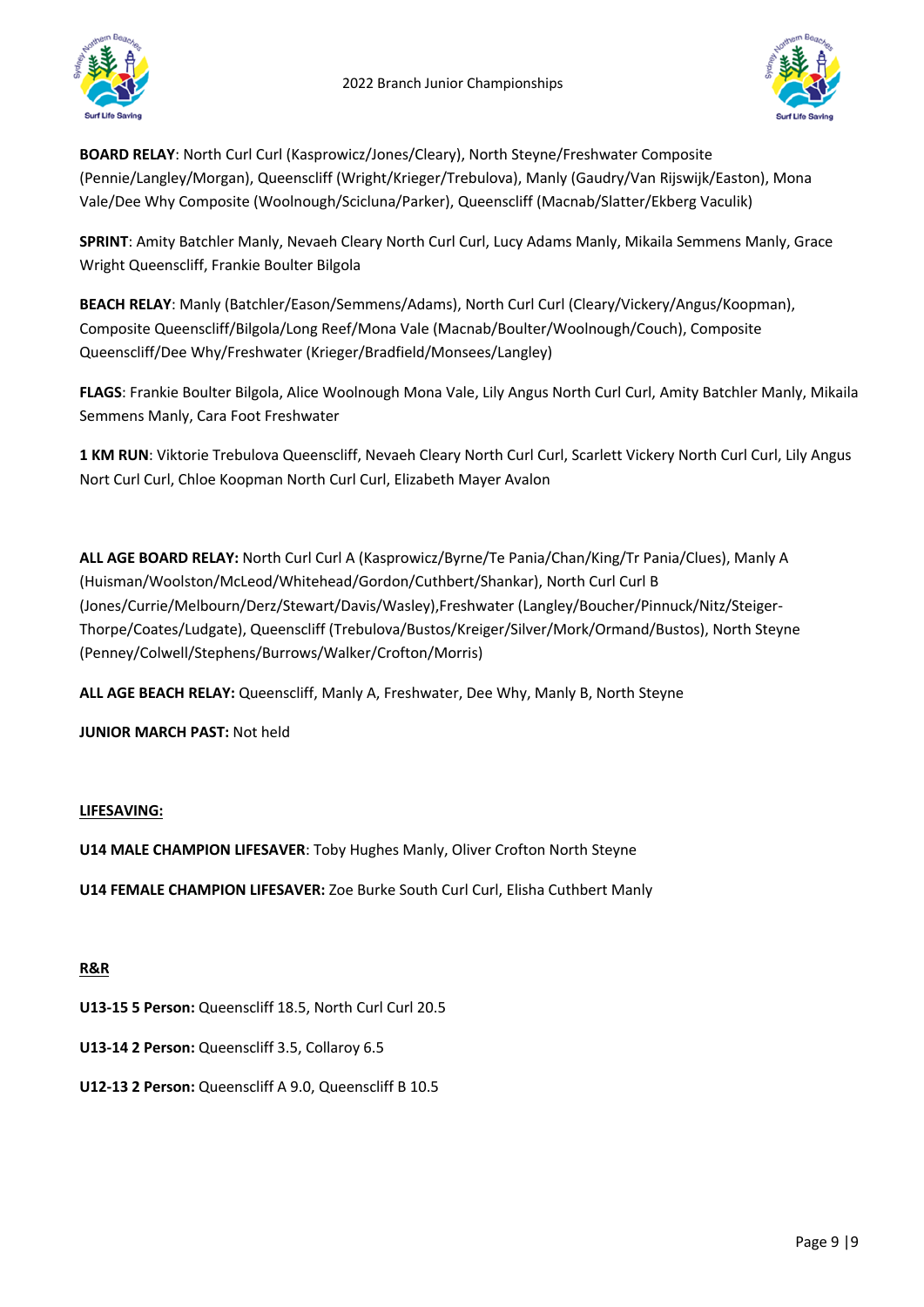**BOARD RELAY**: North Curl Curl (Kasprowicz/Jones/Cleary), North Steyne/Freshwater Composite (Pennie/Langley/Morgan), Queenscliff (Wright/Krieger/Trebulova), Manly (Gaudry/Van Rijswijk/Easton), Mona Vale/Dee Why Composite (Woolnough/Scicluna/Parker), Queenscliff (Macnab/Slatter/Ekberg Vaculik)

**SPRINT**: Amity Batchler Manly, Nevaeh Cleary North Curl Curl, Lucy Adams Manly, Mikaila Semmens Manly, Grace Wright Queenscliff, Frankie Boulter Bilgola

**BEACH RELAY**: Manly (Batchler/Eason/Semmens/Adams), North Curl Curl (Cleary/Vickery/Angus/Koopman), Composite Queenscliff/Bilgola/Long Reef/Mona Vale (Macnab/Boulter/Woolnough/Couch), Composite Queenscliff/Dee Why/Freshwater (Krieger/Bradfield/Monsees/Langley)

**FLAGS**: Frankie Boulter Bilgola, Alice Woolnough Mona Vale, Lily Angus North Curl Curl, Amity Batchler Manly, Mikaila Semmens Manly, Cara Foot Freshwater

**1 KM RUN**: Viktorie Trebulova Queenscliff, Nevaeh Cleary North Curl Curl, Scarlett Vickery North Curl Curl, Lily Angus Nort Curl Curl, Chloe Koopman North Curl Curl, Elizabeth Mayer Avalon

**ALL AGE BOARD RELAY:** North Curl Curl A (Kasprowicz/Byrne/Te Pania/Chan/King/Tr Pania/Clues), Manly A (Huisman/Woolston/McLeod/Whitehead/Gordon/Cuthbert/Shankar), North Curl Curl B (Jones/Currie/Melbourn/Derz/Stewart/Davis/Wasley),Freshwater (Langley/Boucher/Pinnuck/Nitz/Steiger-Thorpe/Coates/Ludgate), Queenscliff (Trebulova/Bustos/Kreiger/Silver/Mork/Ormand/Bustos), North Steyne (Penney/Colwell/Stephens/Burrows/Walker/Crofton/Morris)

**ALL AGE BEACH RELAY:** Queenscliff, Manly A, Freshwater, Dee Why, Manly B, North Steyne

**JUNIOR MARCH PAST:** Not held

**LIFESAVING:**

**U14 MALE CHAMPION LIFESAVER**: Toby Hughes Manly, Oliver Crofton North Steyne

**U14 FEMALE CHAMPION LIFESAVER:** Zoe Burke South Curl Curl, Elisha Cuthbert Manly

**R&R**

**U13-15 5 Person:** Queenscliff 18.5, North Curl Curl 20.5

**U13-14 2 Person:** Queenscliff 3.5, Collaroy 6.5

**U12-13 2 Person:** Queenscliff A 9.0, Queenscliff B 10.5